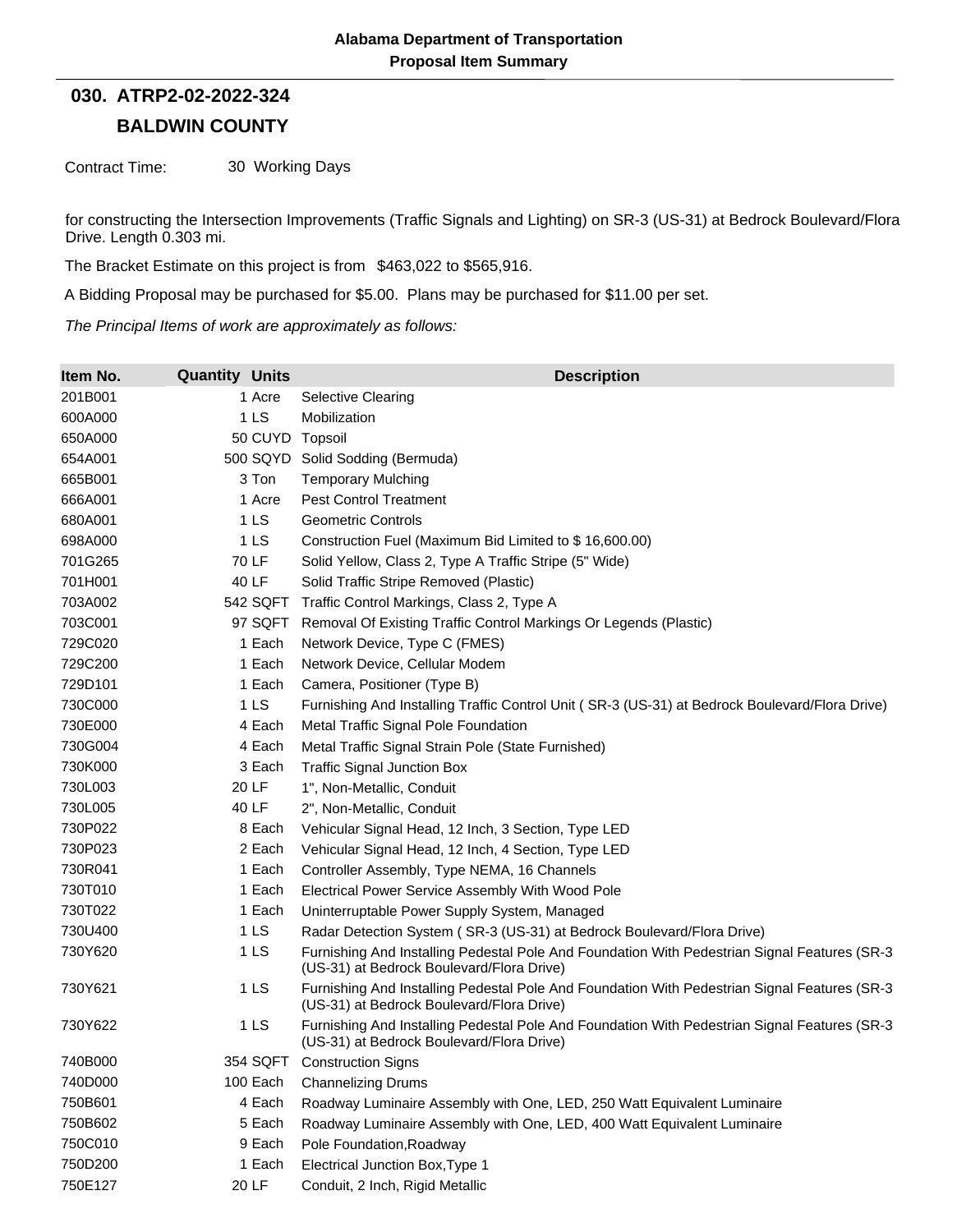**Alabama Department of Transportation**
**Proposal Item Summary**

## 030. ATRP2-02-2022-324

## BALDWIN COUNTY

Contract Time: 30 Working Days

for constructing the Intersection Improvements (Traffic Signals and Lighting) on SR-3 (US-31) at Bedrock Boulevard/Flora Drive. Length 0.303 mi.

The Bracket Estimate on this project is from $463,022 to $565,916.

A Bidding Proposal may be purchased for $5.00. Plans may be purchased for $11.00 per set.

*The Principal Items of work are approximately as follows:*

| Item No. | Quantity | Units | Description |
|---|---|---|---|
| 201B001 | 1 | Acre | Selective Clearing |
| 600A000 | 1 | LS | Mobilization |
| 650A000 | 50 | CUYD | Topsoil |
| 654A001 | 500 | SQYD | Solid Sodding (Bermuda) |
| 665B001 | 3 | Ton | Temporary Mulching |
| 666A001 | 1 | Acre | Pest Control Treatment |
| 680A001 | 1 | LS | Geometric Controls |
| 698A000 | 1 | LS | Construction Fuel (Maximum Bid Limited to $ 16,600.00) |
| 701G265 | 70 | LF | Solid Yellow, Class 2, Type A Traffic Stripe (5" Wide) |
| 701H001 | 40 | LF | Solid Traffic Stripe Removed (Plastic) |
| 703A002 | 542 | SQFT | Traffic Control Markings, Class 2, Type A |
| 703C001 | 97 | SQFT | Removal Of Existing Traffic Control Markings Or Legends (Plastic) |
| 729C020 | 1 | Each | Network Device, Type C (FMES) |
| 729C200 | 1 | Each | Network Device, Cellular Modem |
| 729D101 | 1 | Each | Camera, Positioner (Type B) |
| 730C000 | 1 | LS | Furnishing And Installing Traffic Control Unit ( SR-3 (US-31) at Bedrock Boulevard/Flora Drive) |
| 730E000 | 4 | Each | Metal Traffic Signal Pole Foundation |
| 730G004 | 4 | Each | Metal Traffic Signal Strain Pole (State Furnished) |
| 730K000 | 3 | Each | Traffic Signal Junction Box |
| 730L003 | 20 | LF | 1", Non-Metallic, Conduit |
| 730L005 | 40 | LF | 2", Non-Metallic, Conduit |
| 730P022 | 8 | Each | Vehicular Signal Head, 12 Inch, 3 Section, Type LED |
| 730P023 | 2 | Each | Vehicular Signal Head, 12 Inch, 4 Section, Type LED |
| 730R041 | 1 | Each | Controller Assembly, Type NEMA, 16 Channels |
| 730T010 | 1 | Each | Electrical Power Service Assembly With Wood Pole |
| 730T022 | 1 | Each | Uninterruptable Power Supply System, Managed |
| 730U400 | 1 | LS | Radar Detection System ( SR-3 (US-31) at Bedrock Boulevard/Flora Drive) |
| 730Y620 | 1 | LS | Furnishing And Installing Pedestal Pole And Foundation With Pedestrian Signal Features (SR-3 (US-31) at Bedrock Boulevard/Flora Drive) |
| 730Y621 | 1 | LS | Furnishing And Installing Pedestal Pole And Foundation With Pedestrian Signal Features (SR-3 (US-31) at Bedrock Boulevard/Flora Drive) |
| 730Y622 | 1 | LS | Furnishing And Installing Pedestal Pole And Foundation With Pedestrian Signal Features (SR-3 (US-31) at Bedrock Boulevard/Flora Drive) |
| 740B000 | 354 | SQFT | Construction Signs |
| 740D000 | 100 | Each | Channelizing Drums |
| 750B601 | 4 | Each | Roadway Luminaire Assembly with One, LED, 250 Watt Equivalent Luminaire |
| 750B602 | 5 | Each | Roadway Luminaire Assembly with One, LED, 400 Watt Equivalent Luminaire |
| 750C010 | 9 | Each | Pole Foundation,Roadway |
| 750D200 | 1 | Each | Electrical Junction Box,Type 1 |
| 750E127 | 20 | LF | Conduit, 2 Inch, Rigid Metallic |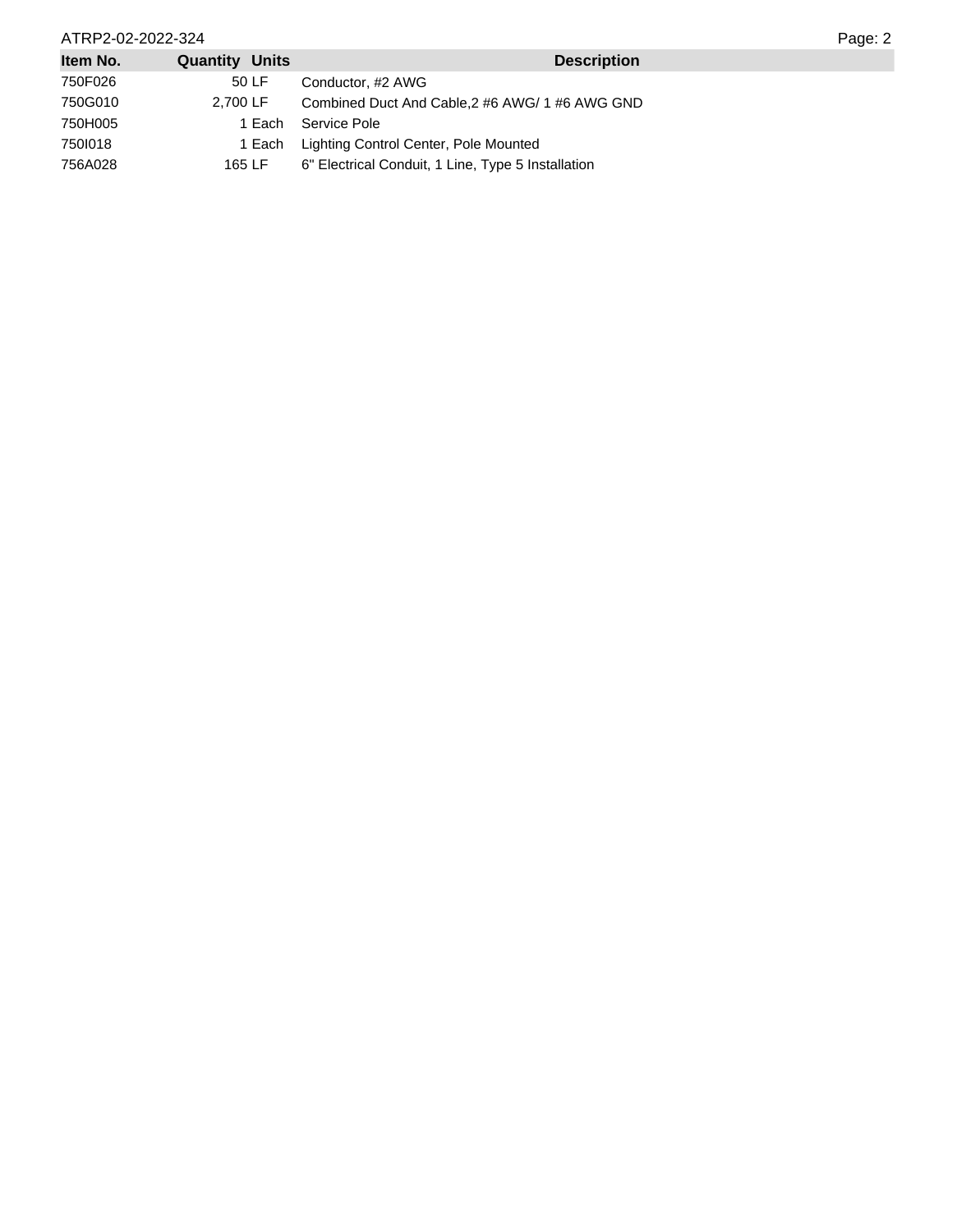| Item No. | Quantity | Units | Description |
|---|---|---|---|
| 750F026 | 50 | LF | Conductor, #2 AWG |
| 750G010 | 2,700 | LF | Combined Duct And Cable,2 #6 AWG/ 1 #6 AWG GND |
| 750H005 | 1 | Each | Service Pole |
| 750I018 | 1 | Each | Lighting Control Center, Pole Mounted |
| 756A028 | 165 | LF | 6" Electrical Conduit, 1 Line, Type 5 Installation |